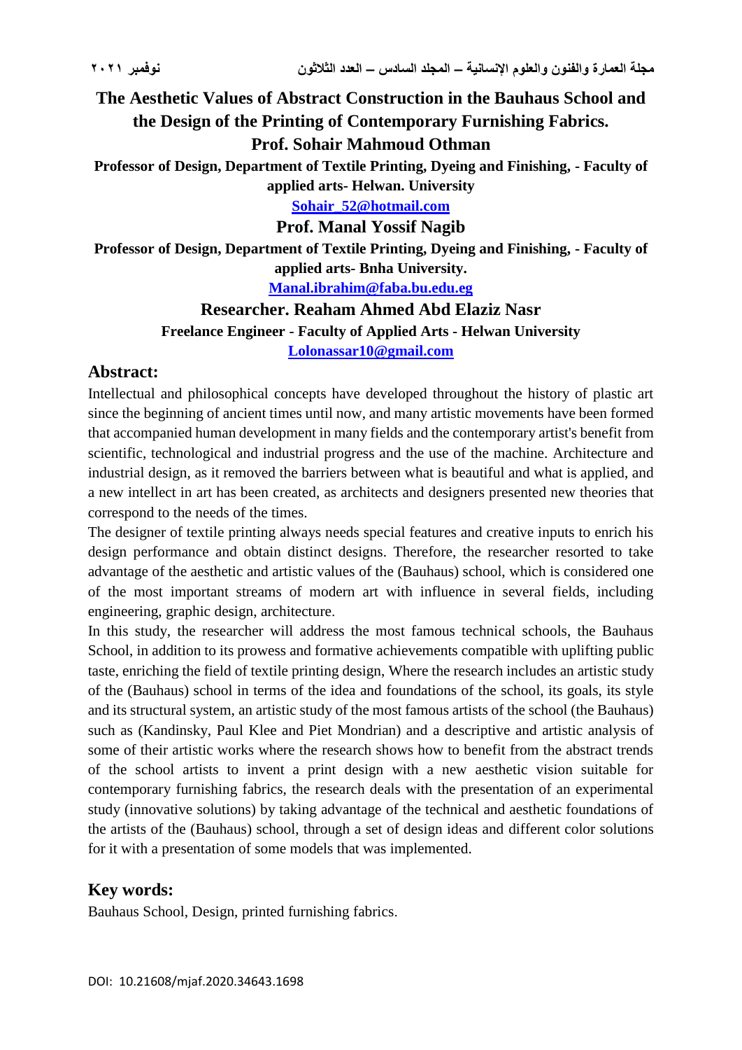# The Aesthetic Values of Abstract Construction in the Bauhaus School and the Design of the Printing of Contemporary Furnishing Fabrics.

## Prof. Sohair Mahmoud Othman

**Professor of Design, Department of Textile Printing, Dyeing and Finishing, - Faculty of applied arts- Helwan. University**

**Sohair_52@hotmail.com**

## Prof. Manal Yossif Nagib

**Professor of Design, Department of Textile Printing, Dyeing and Finishing, - Faculty of applied arts- Bnha University.**

**Manal.ibrahim@faba.bu.edu.eg**

## Researcher. Reaham Ahmed Abd Elaziz Nasr

**Freelance Engineer - Faculty of Applied Arts - Helwan University**

**Lolonassar10@gmail.com**

## Abstract:

Intellectual and philosophical concepts have developed throughout the history of plastic art since the beginning of ancient times until now, and many artistic movements have been formed that accompanied human development in many fields and the contemporary artist's benefit from scientific, technological and industrial progress and the use of the machine. Architecture and industrial design, as it removed the barriers between what is beautiful and what is applied, and a new intellect in art has been created, as architects and designers presented new theories that correspond to the needs of the times.

The designer of textile printing always needs special features and creative inputs to enrich his design performance and obtain distinct designs. Therefore, the researcher resorted to take advantage of the aesthetic and artistic values of the (Bauhaus) school, which is considered one of the most important streams of modern art with influence in several fields, including engineering, graphic design, architecture.

In this study, the researcher will address the most famous technical schools, the Bauhaus School, in addition to its prowess and formative achievements compatible with uplifting public taste, enriching the field of textile printing design, Where the research includes an artistic study of the (Bauhaus) school in terms of the idea and foundations of the school, its goals, its style and its structural system, an artistic study of the most famous artists of the school (the Bauhaus) such as (Kandinsky, Paul Klee and Piet Mondrian) and a descriptive and artistic analysis of some of their artistic works where the research shows how to benefit from the abstract trends of the school artists to invent a print design with a new aesthetic vision suitable for contemporary furnishing fabrics, the research deals with the presentation of an experimental study (innovative solutions) by taking advantage of the technical and aesthetic foundations of the artists of the (Bauhaus) school, through a set of design ideas and different color solutions for it with a presentation of some models that was implemented.

## Key words:

Bauhaus School, Design, printed furnishing fabrics.

DOI: 10.21608/mjaf.2020.34643.1698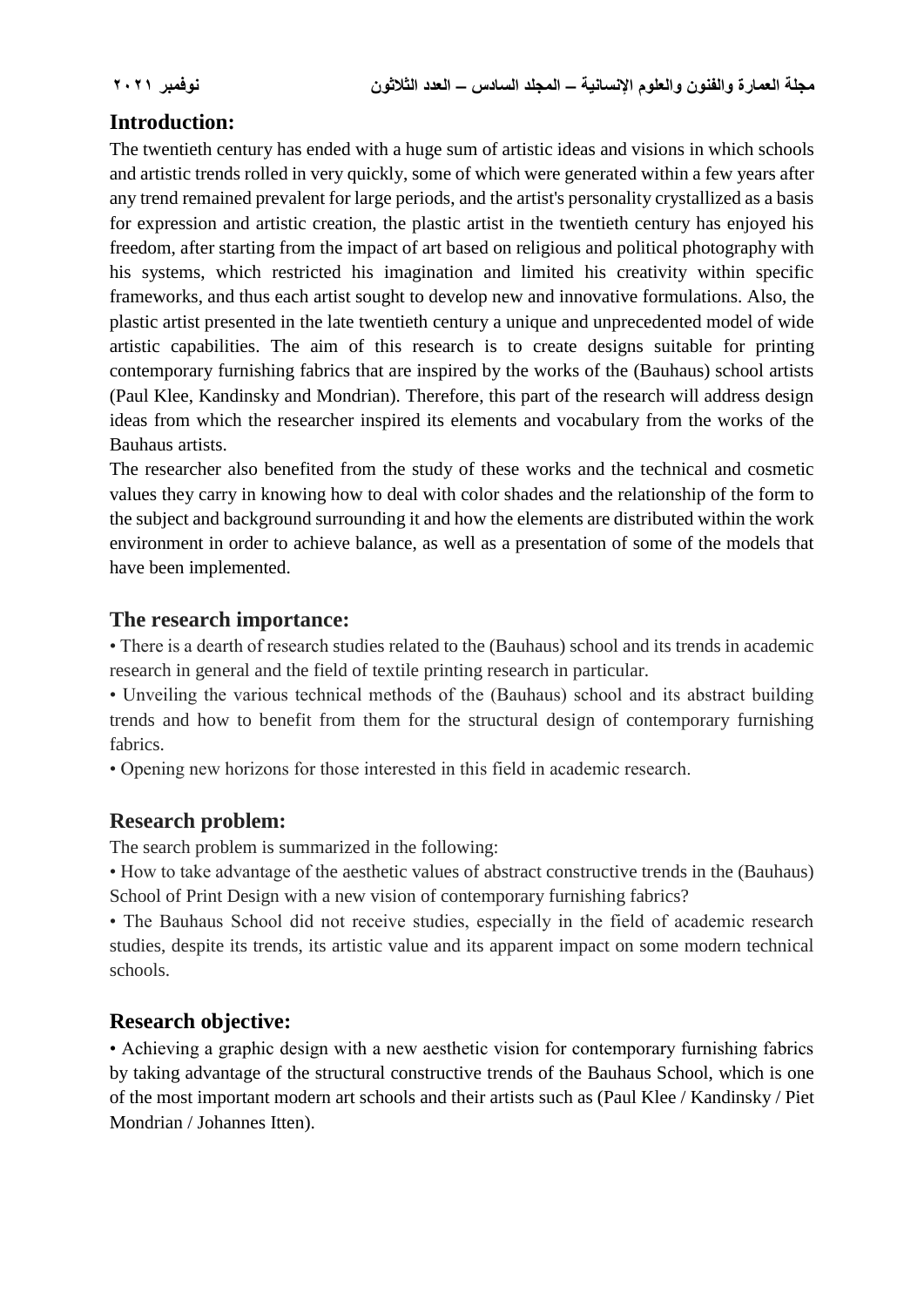## Introduction:

The twentieth century has ended with a huge sum of artistic ideas and visions in which schools and artistic trends rolled in very quickly, some of which were generated within a few years after any trend remained prevalent for large periods, and the artist's personality crystallized as a basis for expression and artistic creation, the plastic artist in the twentieth century has enjoyed his freedom, after starting from the impact of art based on religious and political photography with his systems, which restricted his imagination and limited his creativity within specific frameworks, and thus each artist sought to develop new and innovative formulations. Also, the plastic artist presented in the late twentieth century a unique and unprecedented model of wide artistic capabilities. The aim of this research is to create designs suitable for printing contemporary furnishing fabrics that are inspired by the works of the (Bauhaus) school artists (Paul Klee, Kandinsky and Mondrian). Therefore, this part of the research will address design ideas from which the researcher inspired its elements and vocabulary from the works of the Bauhaus artists.

The researcher also benefited from the study of these works and the technical and cosmetic values they carry in knowing how to deal with color shades and the relationship of the form to the subject and background surrounding it and how the elements are distributed within the work environment in order to achieve balance, as well as a presentation of some of the models that have been implemented.

## The research importance:

• There is a dearth of research studies related to the (Bauhaus) school and its trends in academic research in general and the field of textile printing research in particular.

• Unveiling the various technical methods of the (Bauhaus) school and its abstract building trends and how to benefit from them for the structural design of contemporary furnishing fabrics.

• Opening new horizons for those interested in this field in academic research.

## Research problem:

The search problem is summarized in the following:

• How to take advantage of the aesthetic values of abstract constructive trends in the (Bauhaus) School of Print Design with a new vision of contemporary furnishing fabrics?

• The Bauhaus School did not receive studies, especially in the field of academic research studies, despite its trends, its artistic value and its apparent impact on some modern technical schools.

## Research objective:

• Achieving a graphic design with a new aesthetic vision for contemporary furnishing fabrics by taking advantage of the structural constructive trends of the Bauhaus School, which is one of the most important modern art schools and their artists such as (Paul Klee / Kandinsky / Piet Mondrian / Johannes Itten).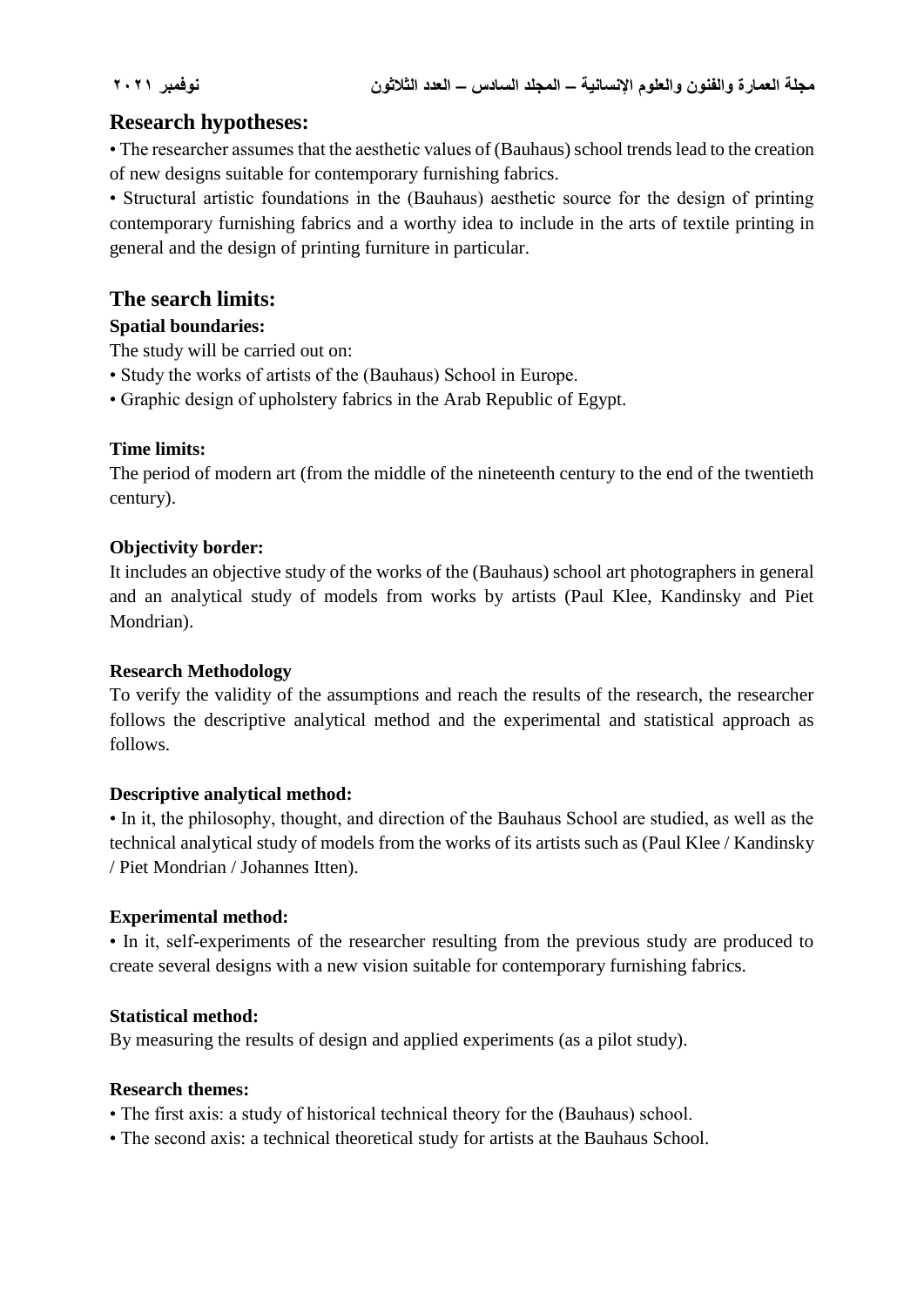## Research hypotheses:

• The researcher assumes that the aesthetic values of (Bauhaus) school trends lead to the creation of new designs suitable for contemporary furnishing fabrics.

• Structural artistic foundations in the (Bauhaus) aesthetic source for the design of printing contemporary furnishing fabrics and a worthy idea to include in the arts of textile printing in general and the design of printing furniture in particular.

## The search limits:

### Spatial boundaries:

The study will be carried out on:

• Study the works of artists of the (Bauhaus) School in Europe.

• Graphic design of upholstery fabrics in the Arab Republic of Egypt.

### Time limits:

The period of modern art (from the middle of the nineteenth century to the end of the twentieth century).

### Objectivity border:

It includes an objective study of the works of the (Bauhaus) school art photographers in general and an analytical study of models from works by artists (Paul Klee, Kandinsky and Piet Mondrian).

### Research Methodology

To verify the validity of the assumptions and reach the results of the research, the researcher follows the descriptive analytical method and the experimental and statistical approach as follows.

### Descriptive analytical method:

• In it, the philosophy, thought, and direction of the Bauhaus School are studied, as well as the technical analytical study of models from the works of its artists such as (Paul Klee / Kandinsky / Piet Mondrian / Johannes Itten).

### Experimental method:

• In it, self-experiments of the researcher resulting from the previous study are produced to create several designs with a new vision suitable for contemporary furnishing fabrics.

### Statistical method:

By measuring the results of design and applied experiments (as a pilot study).

### Research themes:

• The first axis: a study of historical technical theory for the (Bauhaus) school.

• The second axis: a technical theoretical study for artists at the Bauhaus School.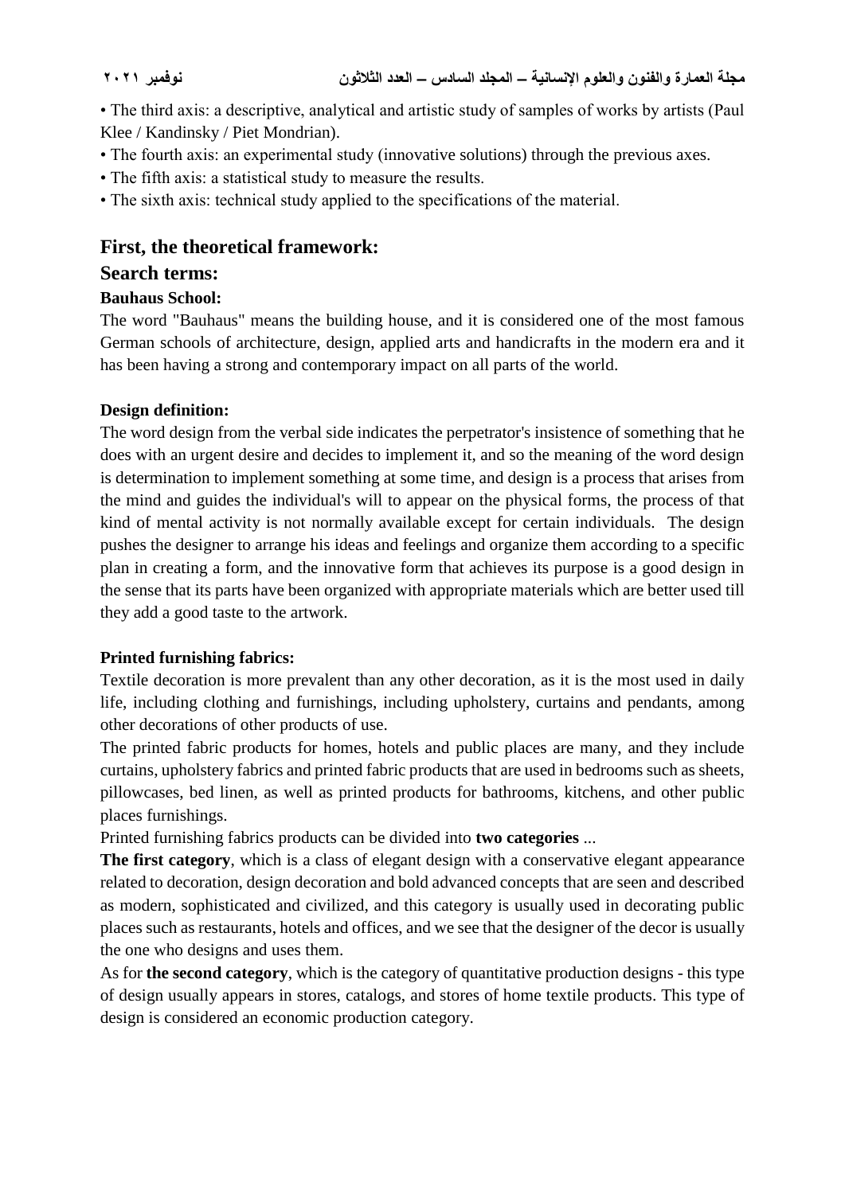• The third axis: a descriptive, analytical and artistic study of samples of works by artists (Paul Klee / Kandinsky / Piet Mondrian).

• The fourth axis: an experimental study (innovative solutions) through the previous axes.

• The fifth axis: a statistical study to measure the results.

• The sixth axis: technical study applied to the specifications of the material.

## First, the theoretical framework:

## Search terms:

### Bauhaus School:

The word "Bauhaus" means the building house, and it is considered one of the most famous German schools of architecture, design, applied arts and handicrafts in the modern era and it has been having a strong and contemporary impact on all parts of the world.

### Design definition:

The word design from the verbal side indicates the perpetrator's insistence of something that he does with an urgent desire and decides to implement it, and so the meaning of the word design is determination to implement something at some time, and design is a process that arises from the mind and guides the individual's will to appear on the physical forms, the process of that kind of mental activity is not normally available except for certain individuals. The design pushes the designer to arrange his ideas and feelings and organize them according to a specific plan in creating a form, and the innovative form that achieves its purpose is a good design in the sense that its parts have been organized with appropriate materials which are better used till they add a good taste to the artwork.

### Printed furnishing fabrics:

Textile decoration is more prevalent than any other decoration, as it is the most used in daily life, including clothing and furnishings, including upholstery, curtains and pendants, among other decorations of other products of use.

The printed fabric products for homes, hotels and public places are many, and they include curtains, upholstery fabrics and printed fabric products that are used in bedrooms such as sheets, pillowcases, bed linen, as well as printed products for bathrooms, kitchens, and other public places furnishings.

Printed furnishing fabrics products can be divided into **two categories** ...

**The first category**, which is a class of elegant design with a conservative elegant appearance related to decoration, design decoration and bold advanced concepts that are seen and described as modern, sophisticated and civilized, and this category is usually used in decorating public places such as restaurants, hotels and offices, and we see that the designer of the decor is usually the one who designs and uses them.

As for **the second category**, which is the category of quantitative production designs - this type of design usually appears in stores, catalogs, and stores of home textile products. This type of design is considered an economic production category.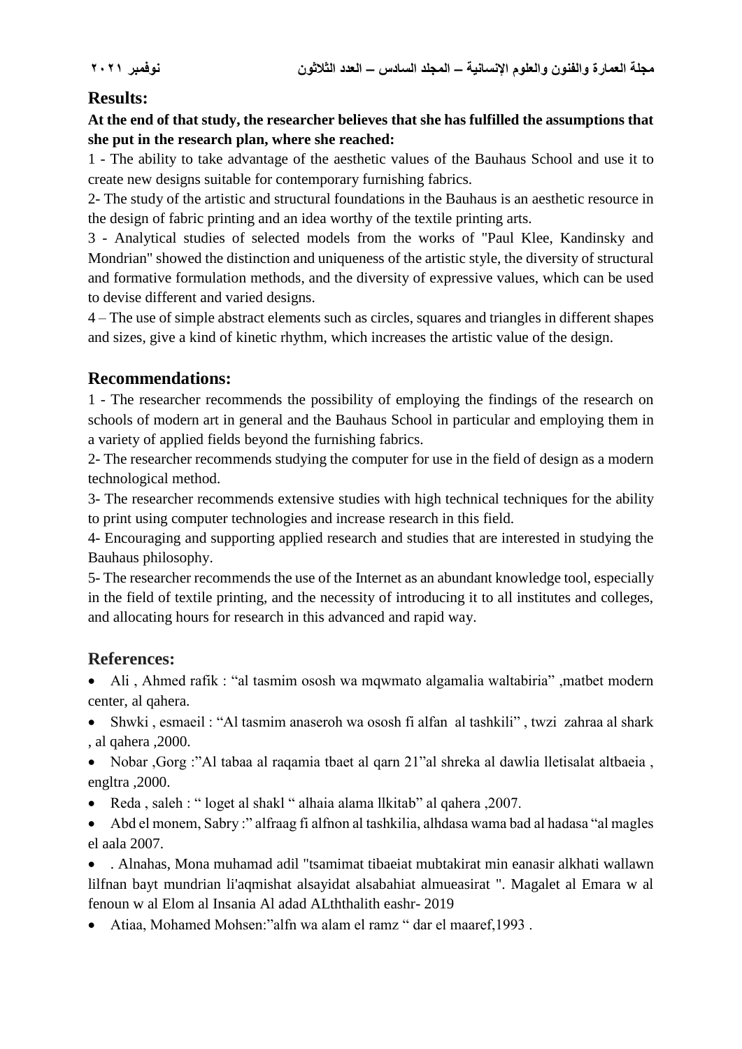## Results:

**At the end of that study, the researcher believes that she has fulfilled the assumptions that she put in the research plan, where she reached:**

1 - The ability to take advantage of the aesthetic values of the Bauhaus School and use it to create new designs suitable for contemporary furnishing fabrics.

2- The study of the artistic and structural foundations in the Bauhaus is an aesthetic resource in the design of fabric printing and an idea worthy of the textile printing arts.

3 - Analytical studies of selected models from the works of "Paul Klee, Kandinsky and Mondrian" showed the distinction and uniqueness of the artistic style, the diversity of structural and formative formulation methods, and the diversity of expressive values, which can be used to devise different and varied designs.

4 – The use of simple abstract elements such as circles, squares and triangles in different shapes and sizes, give a kind of kinetic rhythm, which increases the artistic value of the design.

## Recommendations:

1 - The researcher recommends the possibility of employing the findings of the research on schools of modern art in general and the Bauhaus School in particular and employing them in a variety of applied fields beyond the furnishing fabrics.

2- The researcher recommends studying the computer for use in the field of design as a modern technological method.

3- The researcher recommends extensive studies with high technical techniques for the ability to print using computer technologies and increase research in this field.

4- Encouraging and supporting applied research and studies that are interested in studying the Bauhaus philosophy.

5- The researcher recommends the use of the Internet as an abundant knowledge tool, especially in the field of textile printing, and the necessity of introducing it to all institutes and colleges, and allocating hours for research in this advanced and rapid way.

## References:

- Ali , Ahmed rafik : “al tasmim ososh wa mqwmato algamalia waltabiria” ,matbet modern center, al qahera.
- Shwki , esmaeil : “Al tasmim anaseroh wa ososh fi alfan al tashkili” , twzi zahraa al shark , al qahera ,2000.
- Nobar ,Gorg :”Al tabaa al raqamia tbaet al qarn 21”al shreka al dawlia lletisalat altbaeia , engltra ,2000.
- Reda , saleh : “ loget al shakl “ alhaia alama llkitab” al qahera ,2007.
- Abd el monem, Sabry :” alfraag fi alfnon al tashkilia, alhdasa wama bad al hadasa “al magles el aala 2007.
- . Alnahas, Mona muhamad adil "tsamimat tibaeiat mubtakirat min eanasir alkhati wallawn lilfnan bayt mundrian li'aqmishat alsayidat alsabahiat almueasirat ". Magalet al Emara w al fenoun w al Elom al Insania Al adad ALththalith eashr- 2019
- Atiaa, Mohamed Mohsen:”alfn wa alam el ramz “ dar el maaref,1993 .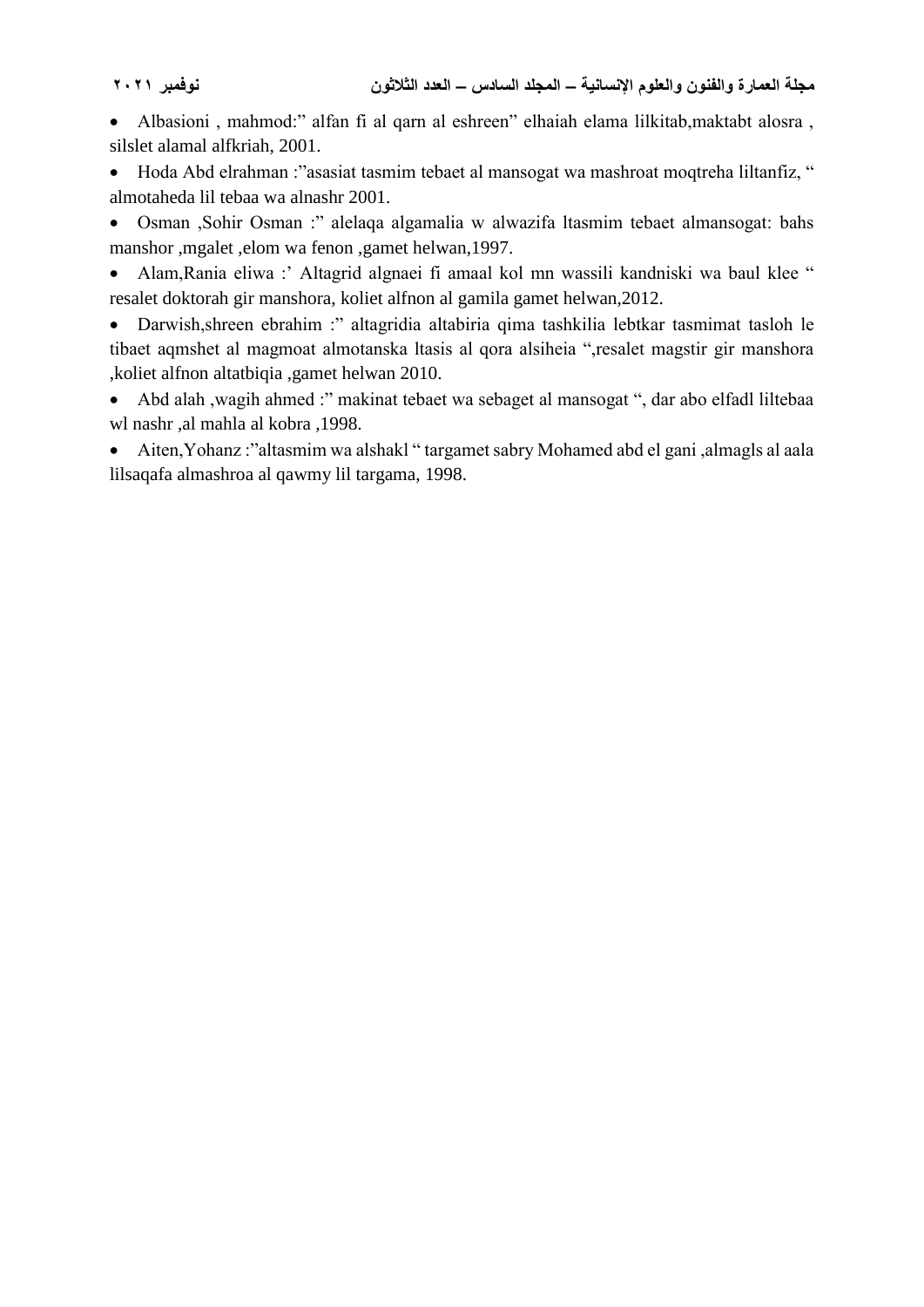- Albasioni , mahmod:" alfan fi al qarn al eshreen" elhaiah elama lilkitab,maktabt alosra , silslet alamal alfkriah, 2001.
- Hoda Abd elrahman :"asasiat tasmim tebaet al mansogat wa mashroat moqtreha liltanfiz, " almotaheda lil tebaa wa alnashr 2001.
- Osman ,Sohir Osman :" alelaqa algamalia w alwazifa ltasmim tebaet almansogat: bahs manshor ,mgalet ,elom wa fenon ,gamet helwan,1997.
- Alam,Rania eliwa :' Altagrid algnaei fi amaal kol mn wassili kandniski wa baul klee " resalet doktorah gir manshora, koliet alfnon al gamila gamet helwan,2012.
- Darwish,shreen ebrahim :" altagridia altabiria qima tashkilia lebtkar tasmimat tasloh le tibaet aqmshet al magmoat almotanska ltasis al qora alsiheia ",resalet magstir gir manshora ,koliet alfnon altatbiqia ,gamet helwan 2010.
- Abd alah ,wagih ahmed :" makinat tebaet wa sebaget al mansogat ", dar abo elfadl liltebaa wl nashr ,al mahla al kobra ,1998.
- Aiten,Yohanz :"altasmim wa alshakl " targamet sabry Mohamed abd el gani ,almagls al aala lilsaqafa almashroa al qawmy lil targama, 1998.